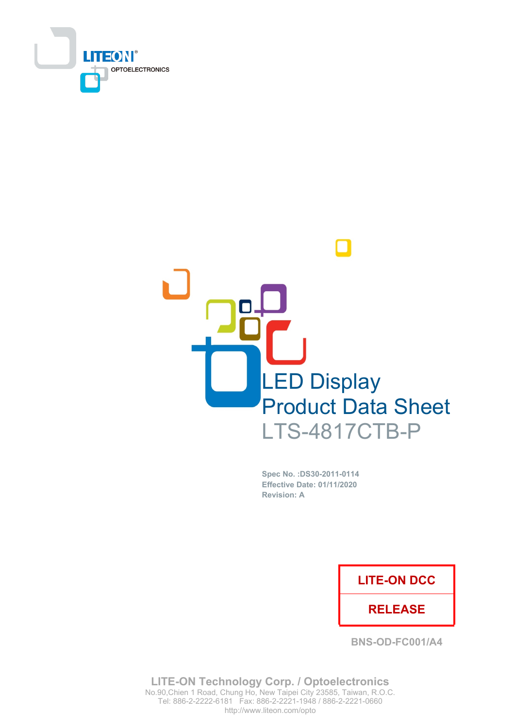LITEON
OPTOELECTRONICS

# LED Display
# Product Data Sheet
# LTS-4817CTB-P

**Spec No. :DS30-2011-0114**
**Effective Date: 01/11/2020**
**Revision: A**

| LITE-ON DCC |
|---|
| RELEASE |

BNS-OD-FC001/A4

**LITE-ON Technology Corp. / Optoelectronics**
No.90,Chien 1 Road, Chung Ho, New Taipei City 23585, Taiwan, R.O.C.
Tel: 886-2-2222-6181 Fax: 886-2-2221-1948 / 886-2-2221-0660
http://www.liteon.com/opto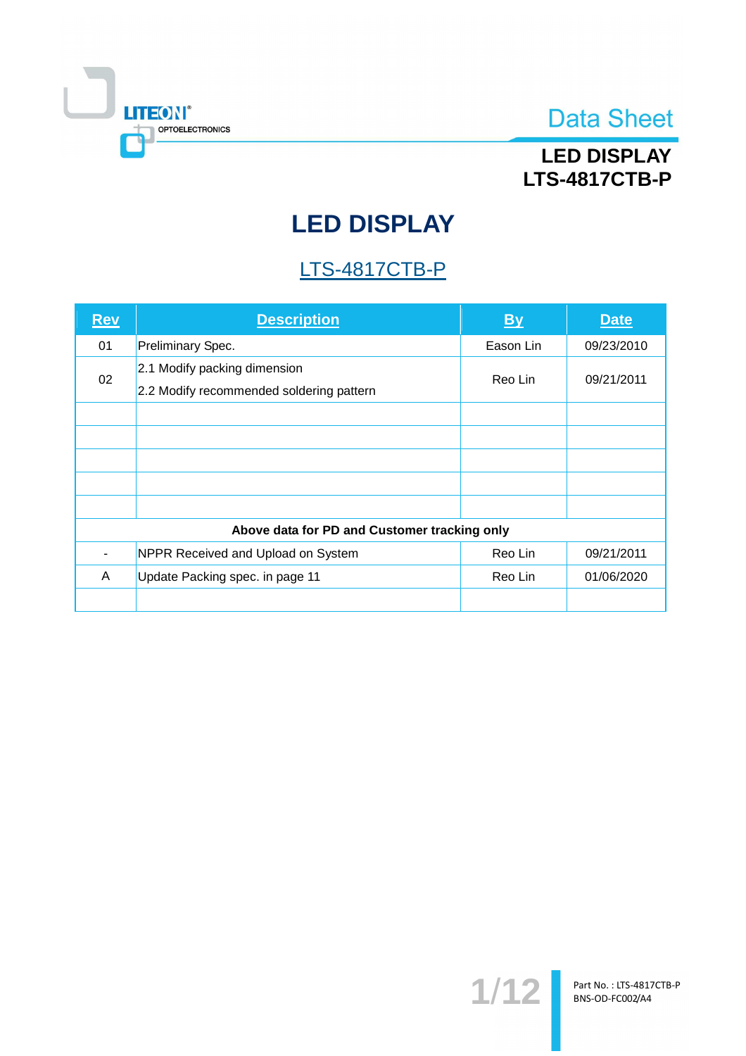# LED DISPLAY

## LTS-4817CTB-P

| Rev | Description | By | Date |
|---|---|---|---|
| 01 | Preliminary Spec. | Eason Lin | 09/23/2010 |
| 02 | 2.1 Modify packing dimension<br>2.2 Modify recommended soldering pattern | Reo Lin | 09/21/2011 |
| | | | |
| | | | |
| | | | |
| | | | |
| | | | |
| **Above data for PD and Customer tracking only** | | | |
| - | NPPR Received and Upload on System | Reo Lin | 09/21/2011 |
| A | Update Packing spec. in page 11 | Reo Lin | 01/06/2020 |
| | | | |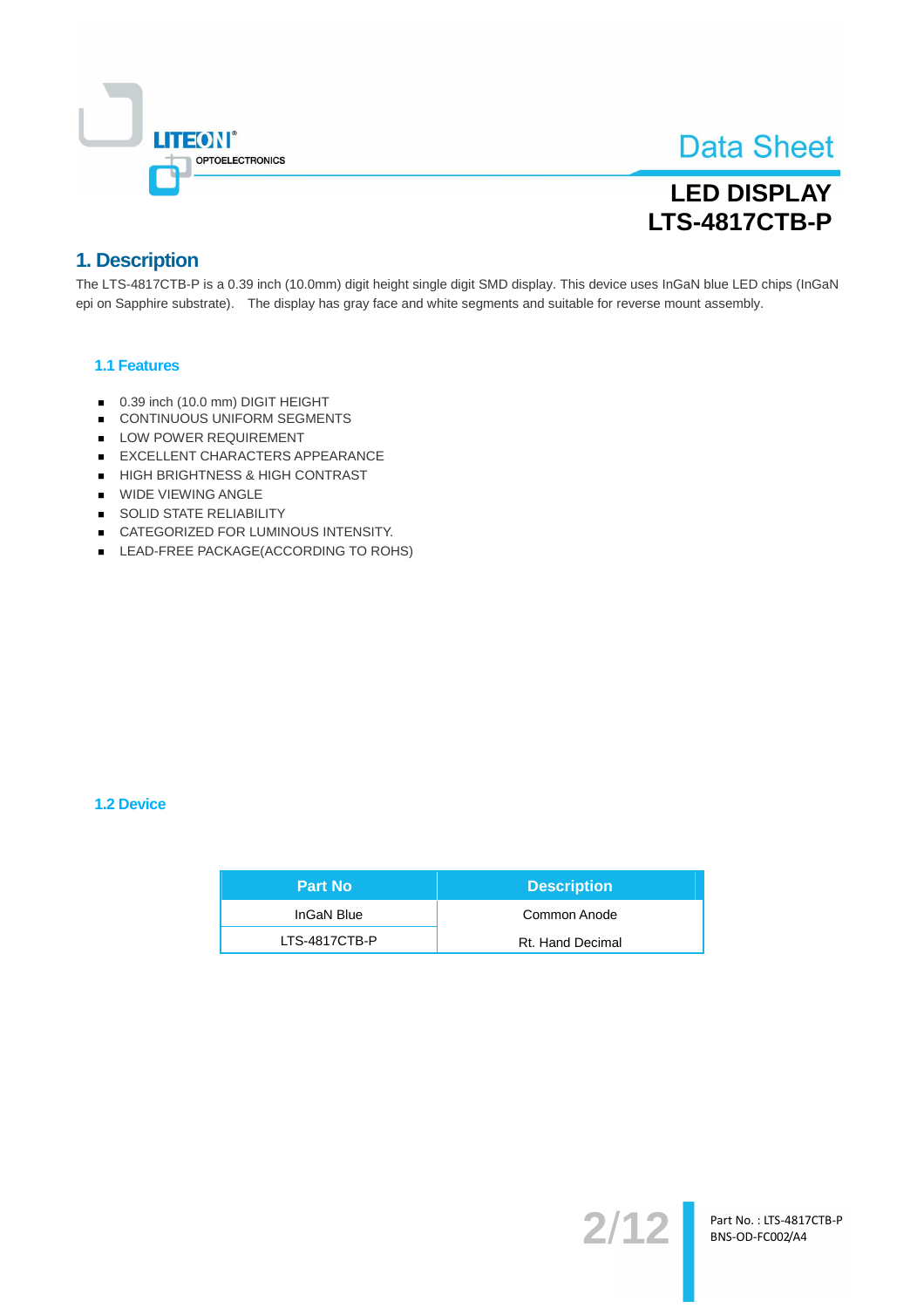# LED DISPLAY
# LTS-4817CTB-P

## 1. Description

The LTS-4817CTB-P is a 0.39 inch (10.0mm) digit height single digit SMD display. This device uses InGaN blue LED chips (InGaN epi on Sapphire substrate). The display has gray face and white segments and suitable for reverse mount assembly.

### 1.1 Features

- 0.39 inch (10.0 mm) DIGIT HEIGHT
- CONTINUOUS UNIFORM SEGMENTS
- LOW POWER REQUIREMENT
- EXCELLENT CHARACTERS APPEARANCE
- HIGH BRIGHTNESS & HIGH CONTRAST
- WIDE VIEWING ANGLE
- SOLID STATE RELIABILITY
- CATEGORIZED FOR LUMINOUS INTENSITY.
- LEAD-FREE PACKAGE(ACCORDING TO ROHS)

### 1.2 Device

| Part No | Description |
| --- | --- |
| InGaN Blue | Common Anode |
| LTS-4817CTB-P | Rt. Hand Decimal |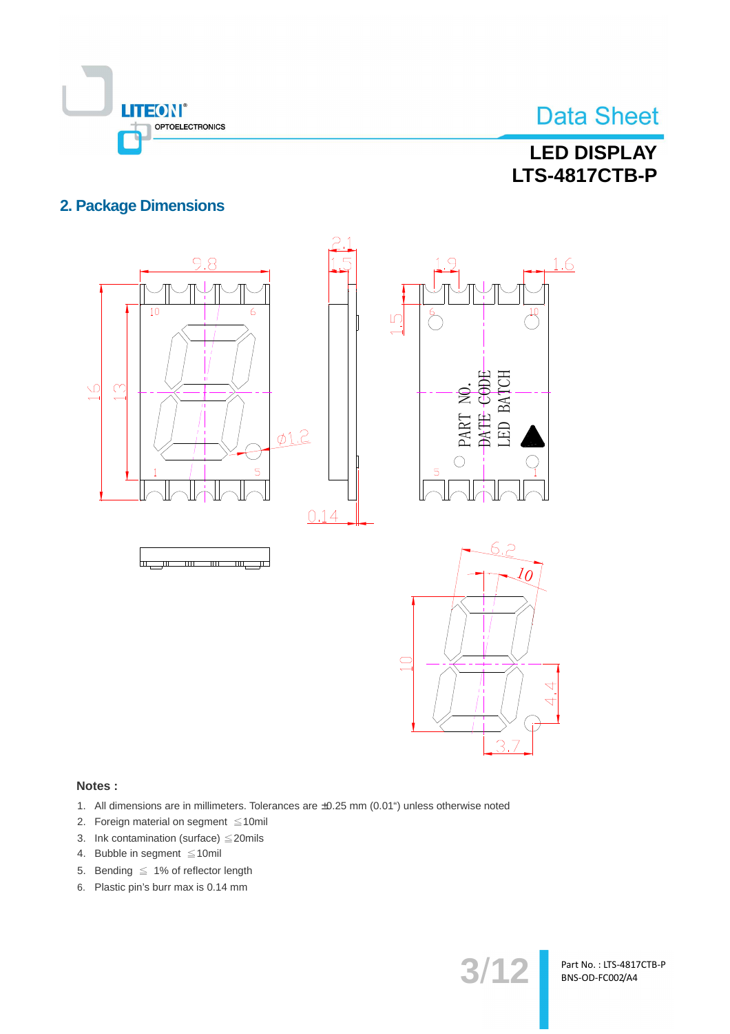## 2. Package Dimensions

**Notes :**

1. All dimensions are in millimeters. Tolerances are ±0.25 mm (0.01") unless otherwise noted
2. Foreign material on segment ≦10mil
3. Ink contamination (surface) ≦20mils
4. Bubble in segment ≦10mil
5. Bending ≦ 1% of reflector length
6. Plastic pin's burr max is 0.14 mm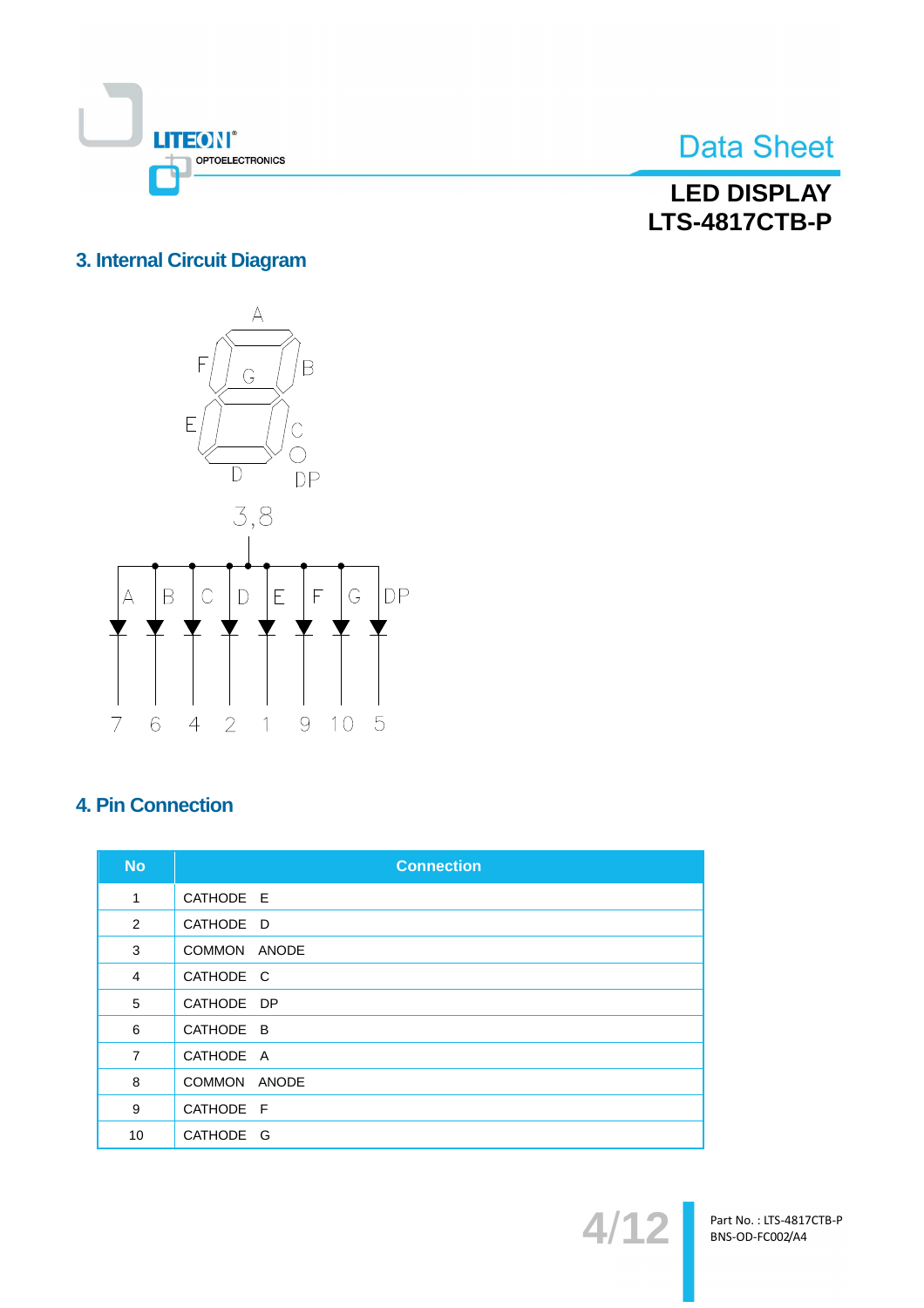## 3. Internal Circuit Diagram

## 4. Pin Connection

| No | Connection |
|---|---|
| 1 | CATHODE E |
| 2 | CATHODE D |
| 3 | COMMON ANODE |
| 4 | CATHODE C |
| 5 | CATHODE DP |
| 6 | CATHODE B |
| 7 | CATHODE A |
| 8 | COMMON ANODE |
| 9 | CATHODE F |
| 10 | CATHODE G |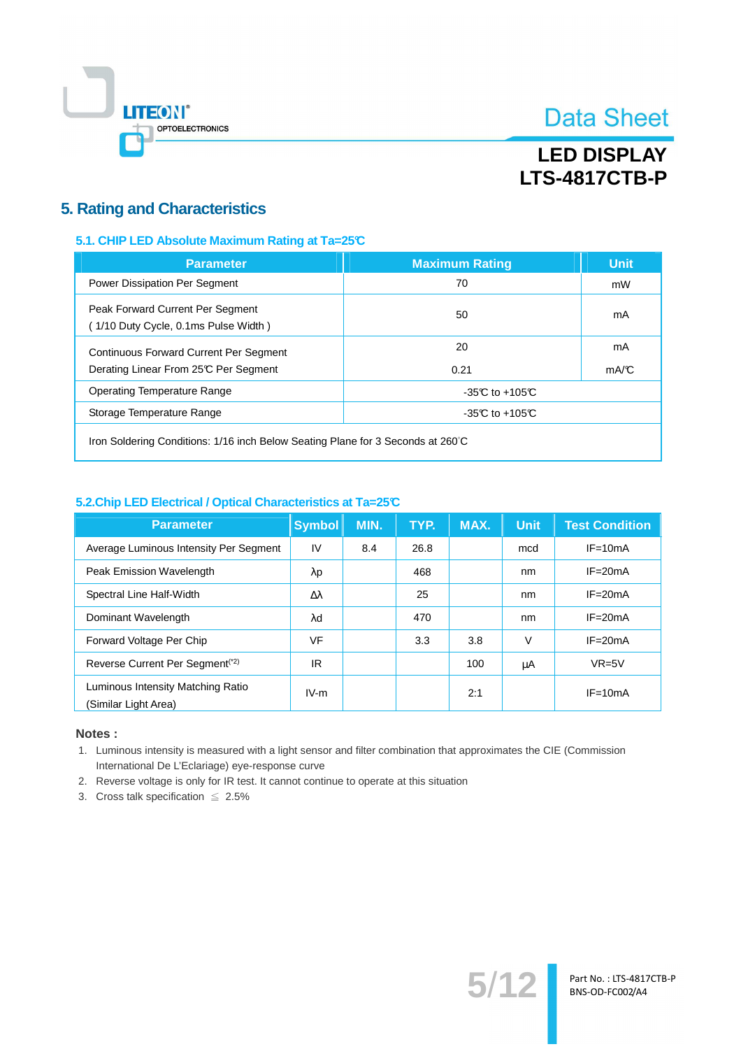# 5. Rating and Characteristics

## 5.1. CHIP LED Absolute Maximum Rating at Ta=25℃

| Parameter | Maximum Rating | Unit |
|---|---|---|
| Power Dissipation Per Segment | 70 | mW |
| Peak Forward Current Per Segment ( 1/10 Duty Cycle, 0.1ms Pulse Width ) | 50 | mA |
| Continuous Forward Current Per Segment<br>Derating Linear From 25℃ Per Segment | 20<br>0.21 | mA<br>mA/℃ |
| Operating Temperature Range | -35℃ to +105℃ | |
| Storage Temperature Range | -35℃ to +105℃ | |
| Iron Soldering Conditions: 1/16 inch Below Seating Plane for 3 Seconds at 260°C | | |

## 5.2.Chip LED Electrical / Optical Characteristics at Ta=25℃

| Parameter | Symbol | MIN. | TYP. | MAX. | Unit | Test Condition |
|---|---|---|---|---|---|---|
| Average Luminous Intensity Per Segment | IV | 8.4 | 26.8 | | mcd | IF=10mA |
| Peak Emission Wavelength | λp | | 468 | | nm | IF=20mA |
| Spectral Line Half-Width | Δλ | | 25 | | nm | IF=20mA |
| Dominant Wavelength | λd | | 470 | | nm | IF=20mA |
| Forward Voltage Per Chip | VF | | 3.3 | 3.8 | V | IF=20mA |
| Reverse Current Per Segment[*2] | IR | | | 100 | μA | VR=5V |
| Luminous Intensity Matching Ratio (Similar Light Area) | IV-m | | | 2:1 | | IF=10mA |

**Notes :**

1. Luminous intensity is measured with a light sensor and filter combination that approximates the CIE (Commission International De L'Eclariage) eye-response curve
2. Reverse voltage is only for IR test. It cannot continue to operate at this situation
3. Cross talk specification ≦ 2.5%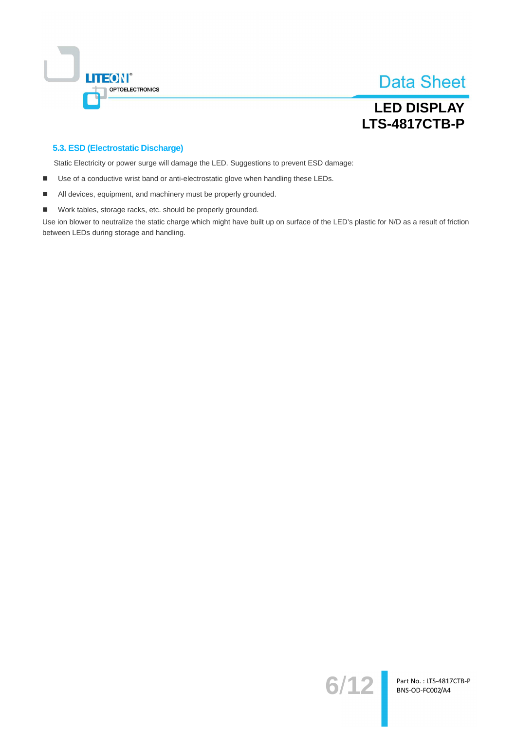### 5.3. ESD (Electrostatic Discharge)

Static Electricity or power surge will damage the LED. Suggestions to prevent ESD damage:

- Use of a conductive wrist band or anti-electrostatic glove when handling these LEDs.
- All devices, equipment, and machinery must be properly grounded.
- Work tables, storage racks, etc. should be properly grounded.

Use ion blower to neutralize the static charge which might have built up on surface of the LED's plastic for N/D as a result of friction between LEDs during storage and handling.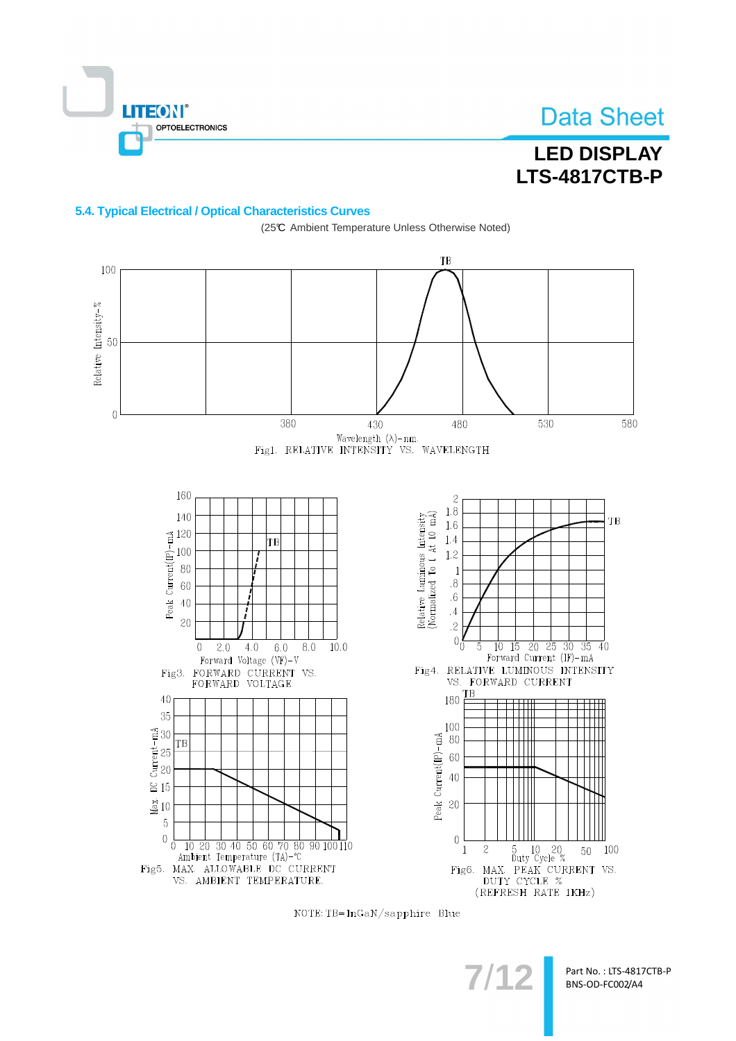### 5.4. Typical Electrical / Optical Characteristics Curves

(25℃ Ambient Temperature Unless Otherwise Noted)

Fig1. RELATIVE INTENSITY VS. WAVELENGTH

Fig3. FORWARD CURRENT VS. FORWARD VOLTAGE

Fig4. RELATIVE LUMINOUS INTENSITY VS. FORWARD CURRENT

Fig5. MAX. ALLOWABLE DC CURRENT VS. AMBIENT TEMPERATURE.

Fig6. MAX. PEAK CURRENT VS. DUTY CYCLE % (REFRESH RATE 1KHz)

NOTE: TB=InGaN/sapphire Blue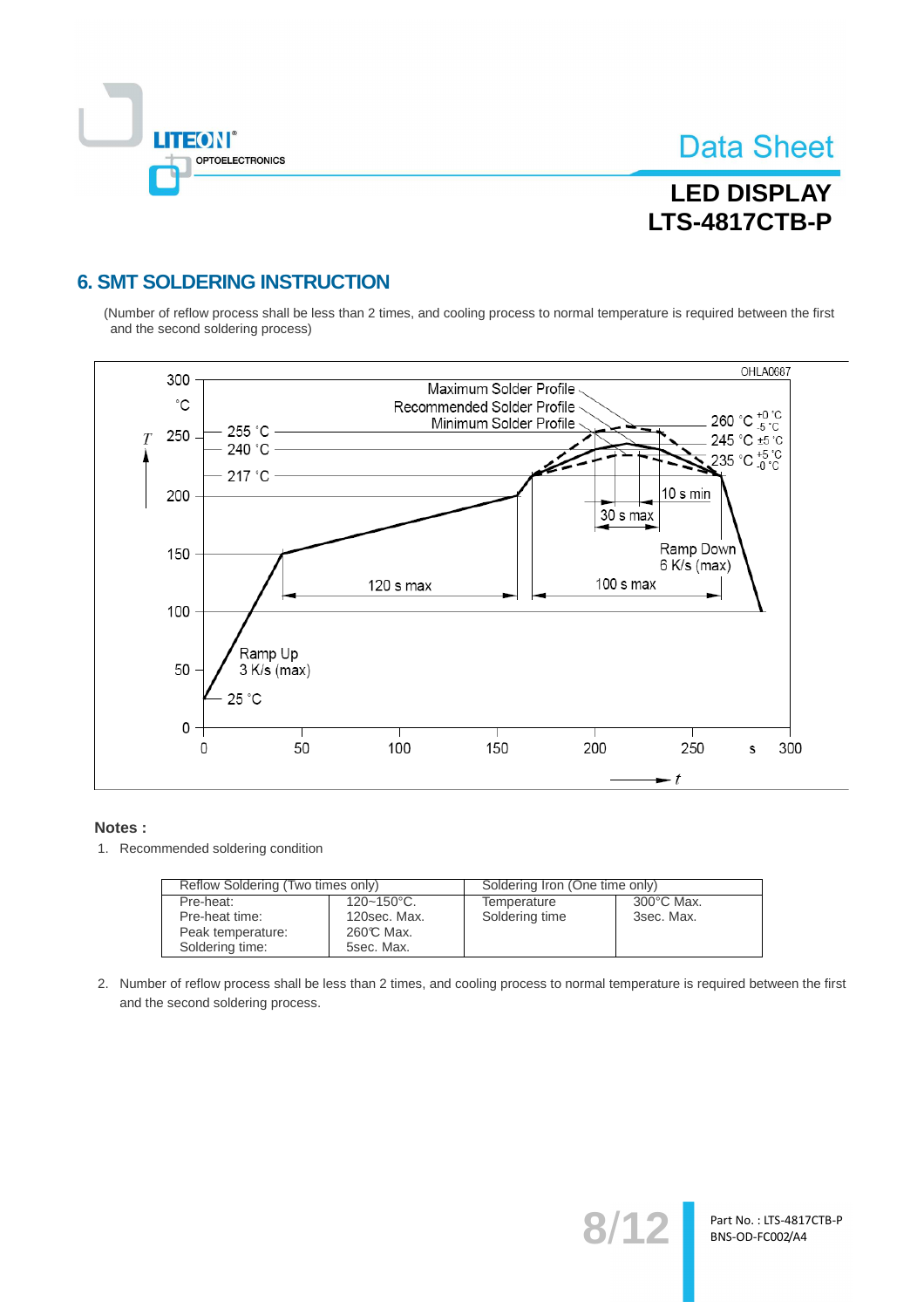## 6. SMT SOLDERING INSTRUCTION

(Number of reflow process shall be less than 2 times, and cooling process to normal temperature is required between the first and the second soldering process)

**Notes :**

1. Recommended soldering condition

| Reflow Soldering (Two times only) | | Soldering Iron (One time only) | |
|---|---|---|---|
| Pre-heat:<br>Pre-heat time:<br>Peak temperature:<br>Soldering time: | 120~150°C.<br>120sec. Max.<br>260℃ Max.<br>5sec. Max. | Temperature<br>Soldering time | 300°C Max.<br>3sec. Max. |

2. Number of reflow process shall be less than 2 times, and cooling process to normal temperature is required between the first and the second soldering process.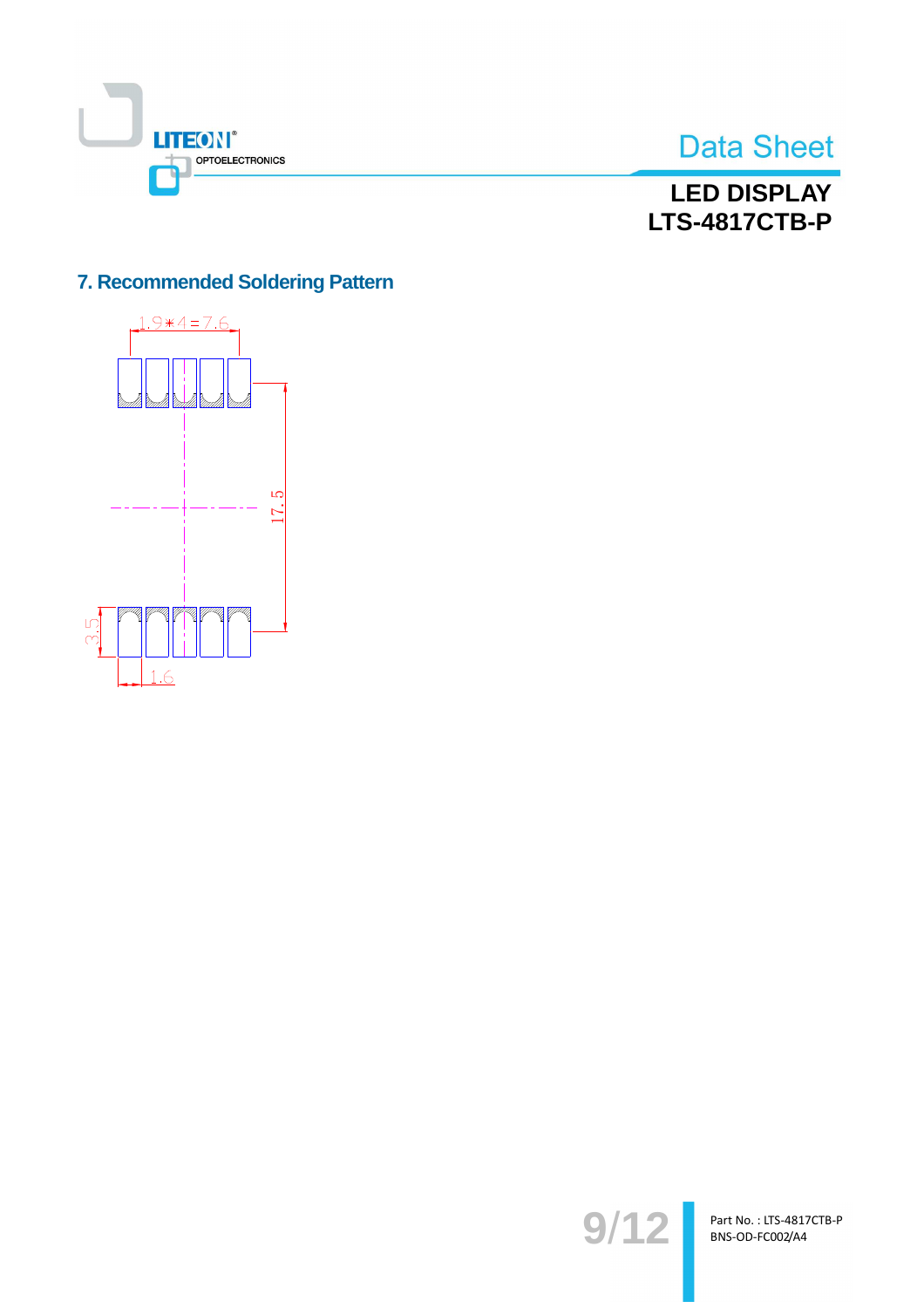## 7. Recommended Soldering Pattern

1.9∗4=7.6

17.5

3.5

1.6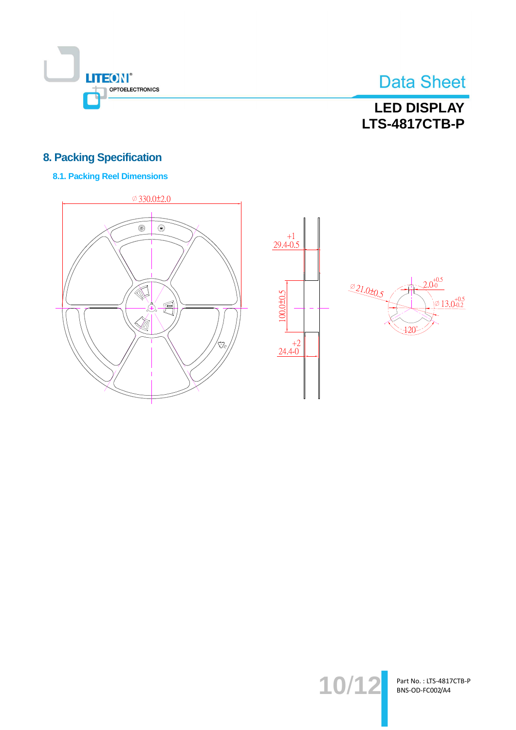## 8. Packing Specification

### 8.1. Packing Reel Dimensions

∅ 330.0±2.0

$29.4^{+1}_{-0.5}$

100.0±0.5

$24.4^{+2}_{-0}$

∅21.0±0.5

$2.0^{+0.5}_{-0}$

∅ $13.0^{+0.5}_{-0.2}$

120°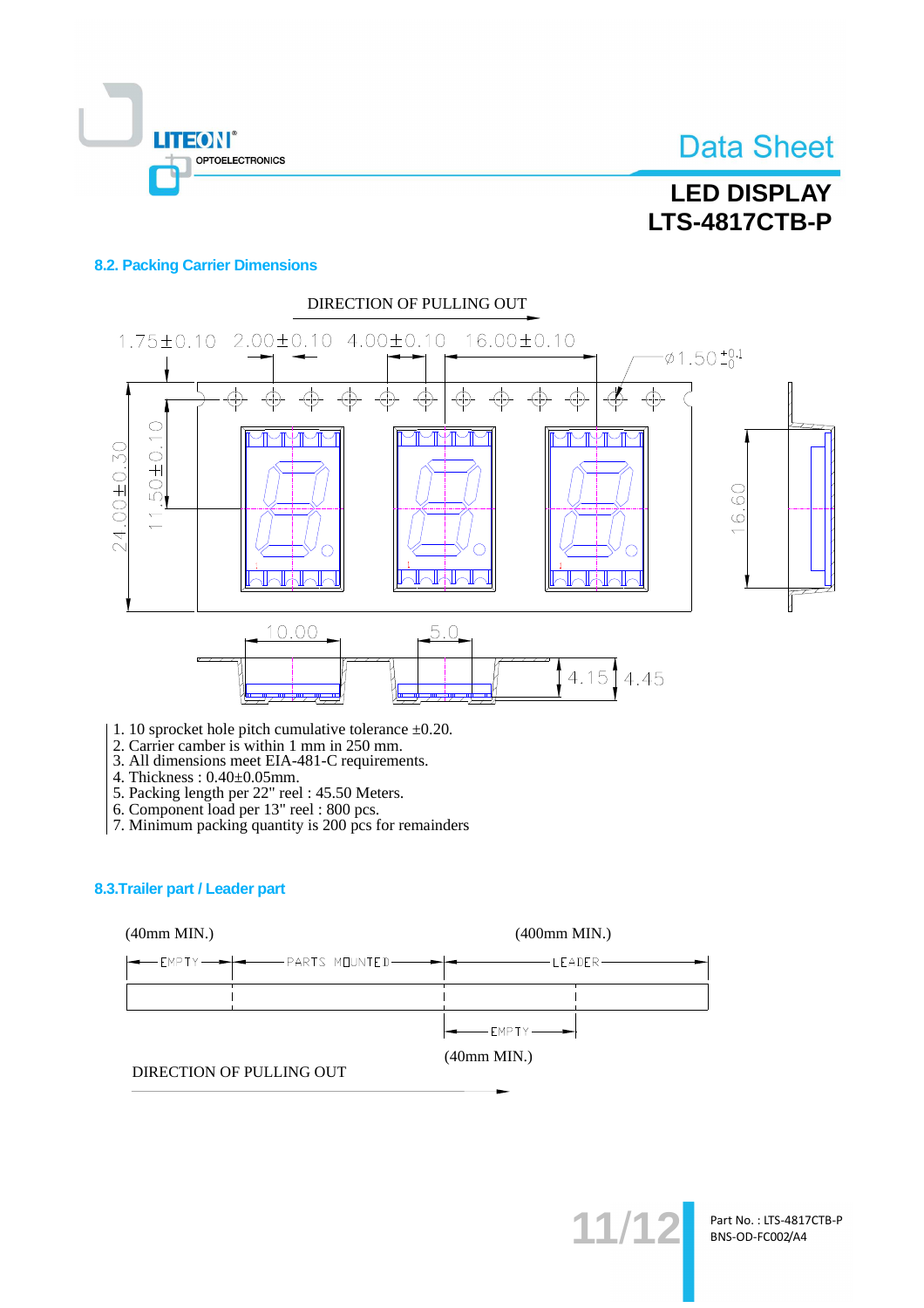### 8.2. Packing Carrier Dimensions

DIRECTION OF PULLING OUT

1.75±0.10 2.00±0.10 4.00±0.10 16.00±0.10 Ø1.50 $^{+0.1}_{-0}$

24.00±0.30 11.50±0.10 16.60

10.00 5.0 4.15 4.45

1. 10 sprocket hole pitch cumulative tolerance ±0.20.
2. Carrier camber is within 1 mm in 250 mm.
3. All dimensions meet EIA-481-C requirements.
4. Thickness : 0.40±0.05mm.
5. Packing length per 22" reel : 45.50 Meters.
6. Component load per 13" reel : 800 pcs.
7. Minimum packing quantity is 200 pcs for remainders

### 8.3.Trailer part / Leader part

(40mm MIN.) (400mm MIN.)

EMPTY PARTS MOUNTED LEADER

EMPTY

(40mm MIN.)

DIRECTION OF PULLING OUT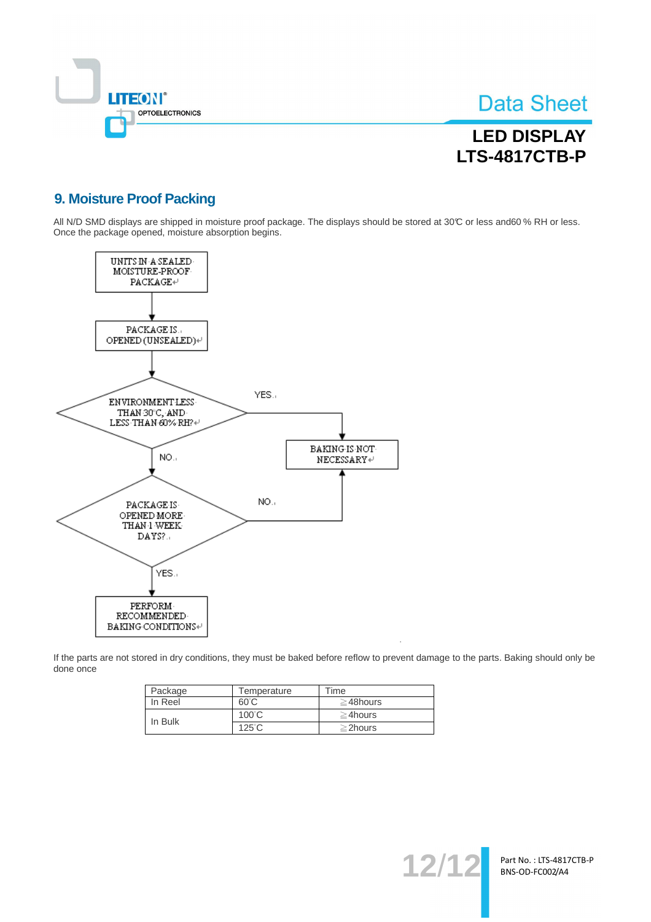## 9. Moisture Proof Packing

All N/D SMD displays are shipped in moisture proof package. The displays should be stored at 30℃ or less and60 % RH or less. Once the package opened, moisture absorption begins.

UNITS IN A SEALED MOISTURE-PROOF PACKAGE

PACKAGE IS OPENED (UNSEALED)

ENVIRONMENT LESS THAN 30°C, AND LESS THAN 60% RH?

YES

BAKING IS NOT NECESSARY

NO

PACKAGE IS OPENED MORE THAN 1 WEEK DAYS?

NO

YES

PERFORM RECOMMENDED BAKING CONDITIONS

If the parts are not stored in dry conditions, they must be baked before reflow to prevent damage to the parts. Baking should only be done once

| Package | Temperature | Time |
|---|---|---|
| In Reel | 60°C | ≧48hours |
| In Bulk | 100°C | ≧4hours |
| | 125°C | ≧2hours |